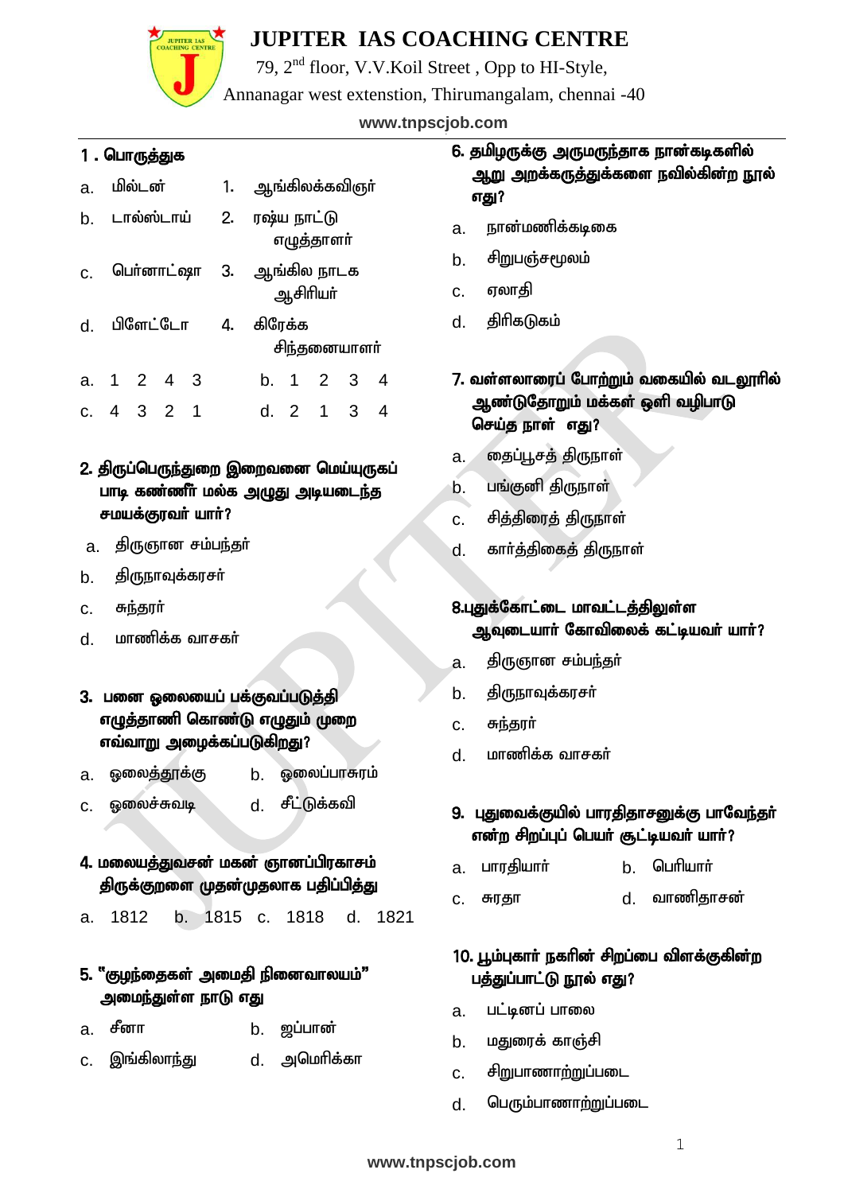# JUPITER IAS COACHING CENTRE

79, 2nd floor, V.V.Koil Street , Opp to HI-Style,
Annanagar west extenstion, Thirumangalam, chennai -40

www.tnpscjob.com

**1 . பொருத்துக**

| | | | |
|---|---|---|---|
| a. | மில்டன் | 1. | ஆங்கிலக்கவிஞர் |
| b. | டால்ஸ்டாய் | 2. | ரஷ்ய நாட்டு எழுத்தாளர் |
| c. | பெர்னாட்ஷா | 3. | ஆங்கில நாடக ஆசிரியர் |
| d. | பிளேட்டோ | 4. | கிரேக்க சிந்தனையாளர் |

a. 1 2 4 3 &nbsp;&nbsp; b. 1 2 3 4

c. 4 3 2 1 &nbsp;&nbsp; d. 2 1 3 4

**2. திருப்பெருந்துறை இறைவனை மெய்யுருகப் பாடி கண்ணீர் மல்க அழுது அடியடைந்த சமயக்குரவர் யார்?**

a. திருஞான சம்பந்தர்

b. திருநாவுக்கரசர்

c. சுந்தரர்

d. மாணிக்க வாசகர்

**3. பனை ஓலையைப் பக்குவப்படுத்தி எழுத்தாணி கொண்டு எழுதும் முறை எவ்வாறு அழைக்கப்படுகிறது?**

a. ஓலைத்தூக்கு &nbsp;&nbsp; b. ஓலைப்பாசுரம்

c. ஓலைச்சுவடி &nbsp;&nbsp; d. சீட்டுக்கவி

**4. மலையத்துவசன் மகன் ஞானப்பிரகாசம் திருக்குறளை முதன்முதலாக பதிப்பித்து**

a. 1812 &nbsp;&nbsp; b. 1815 &nbsp;&nbsp; c. 1818 &nbsp;&nbsp; d. 1821

**5. "குழந்தைகள் அமைதி நினைவாலயம்" அமைந்துள்ள நாடு எது**

a. சீனா &nbsp;&nbsp; b. ஜப்பான்

c. இங்கிலாந்து &nbsp;&nbsp; d. அமெரிக்கா

**6. தமிழருக்கு அருமருந்தாக நான்கடிகளில் ஆறு அறக்கருத்துக்களை நவில்கின்ற நூல் எது?**

a. நான்மணிக்கடிகை

b. சிறுபஞ்சமூலம்

c. ஏலாதி

d. திரிகடுகம்

**7. வள்ளலாரைப் போற்றும் வகையில் வடலூரில் ஆண்டுதோறும் மக்கள் ஒளி வழிபாடு செய்த நாள் எது?**

a. தைப்பூசத் திருநாள்

b. பங்குனி திருநாள்

c. சித்திரைத் திருநாள்

d. கார்த்திகைத் திருநாள்

**8.புதுக்கோட்டை மாவட்டத்திலுள்ள ஆவுடையார் கோவிலைக் கட்டியவர் யார்?**

a. திருஞான சம்பந்தர்

b. திருநாவுக்கரசர்

c. சுந்தரர்

d. மாணிக்க வாசகர்

**9. புதுவைக்குயில் பாரதிதாசனுக்கு பாவேந்தர் என்ற சிறப்புப் பெயர் சூட்டியவர் யார்?**

a. பாரதியார் &nbsp;&nbsp; b. பெரியார்

c. சுரதா &nbsp;&nbsp; d. வாணிதாசன்

**10. பூம்புகார் நகரின் சிறப்பை விளக்குகின்ற பத்துப்பாட்டு நூல் எது?**

a. பட்டினப் பாலை

b. மதுரைக் காஞ்சி

c. சிறுபாணாற்றுப்படை

d. பெரும்பாணாற்றுப்படை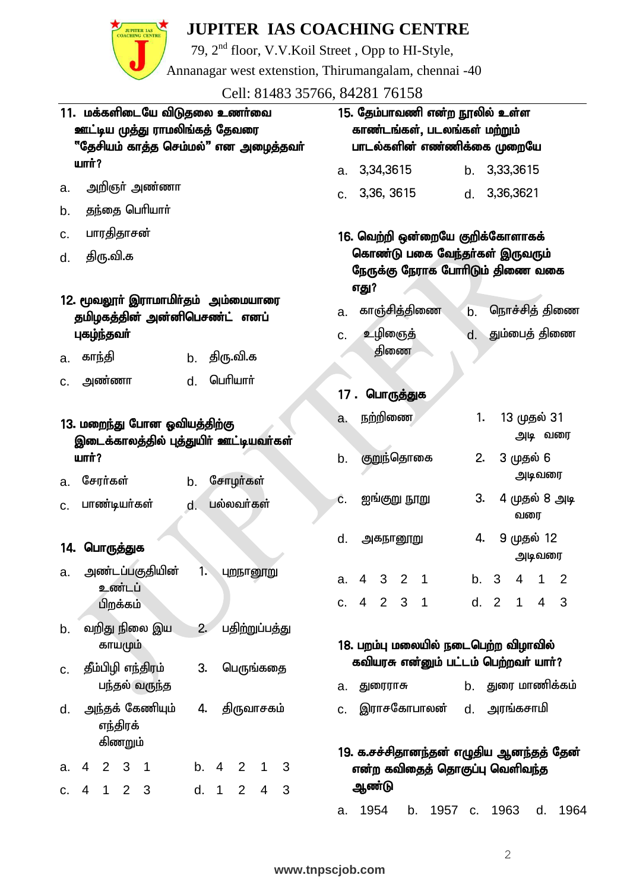# JUPITER IAS COACHING CENTRE

79, 2nd floor, V.V.Koil Street , Opp to HI-Style,
Annanagar west extenstion, Thirumangalam, chennai -40
Cell: 81483 35766, 84281 76158

**11. மக்களிடையே விடுதலை உணர்வை ஊட்டிய முத்து ராமலிங்கத் தேவரை "தேசியம் காத்த செம்மல்" என அழைத்தவர் யார்?**

a. அறிஞர் அண்ணா
b. தந்தை பெரியார்
c. பாரதிதாசன்
d. திரு.வி.க

**12. மூவலூர் இராமாமிர்தம் அம்மையாரை தமிழகத்தின் அன்னிபெசண்ட் எனப் புகழ்ந்தவர்**

a. காந்தி  b. திரு.வி.க
c. அண்ணா  d. பெரியார்

**13. மறைந்து போன ஓவியத்திற்கு இடைக்காலத்தில் புத்துயிர் ஊட்டியவர்கள் யார்?**

a. சேரர்கள்  b. சோழர்கள்
c. பாண்டியர்கள்  d. பல்லவர்கள்

**14. பொருத்துக**

| | | | |
|---|---|---|---|
| a. | அண்டப்பகுதியின் உண்டப் பிறக்கம் | 1. | புறநானூறு |
| b. | வறிது நிலை இய காயமும் | 2. | பதிற்றுப்பத்து |
| c. | தீம்பிழி எந்திரம் பந்தல் வருந்த | 3. | பெருங்கதை |
| d. | அந்தக் கேணியும் எந்திரக் கிணறும் | 4. | திருவாசகம் |

a. 4 2 3 1  b. 4 2 1 3
c. 4 1 2 3  d. 1 2 4 3

**15. தேம்பாவணி என்ற நூலில் உள்ள காண்டங்கள், படலங்கள் மற்றும் பாடல்களின் எண்ணிக்கை முறையே**

a. 3,34,3615  b. 3,33,3615
c. 3,36, 3615  d. 3,36,3621

**16. வெற்றி ஒன்றையே குறிக்கோளாகக் கொண்டு பகை வேந்தர்கள் இருவரும் நேருக்கு நேராக போரிடும் திணை வகை எது?**

a. காஞ்சித்திணை  b. நொச்சித் திணை
c. உழிஞைத் திணை  d. தும்பைத் திணை

**17. பொருத்துக**

| | | | |
|---|---|---|---|
| a. | நற்றிணை | 1. | 13 முதல் 31 அடி வரை |
| b. | குறுந்தொகை | 2. | 3 முதல் 6 அடிவரை |
| c. | ஐங்குறு நூறு | 3. | 4 முதல் 8 அடி வரை |
| d. | அகநானூறு | 4. | 9 முதல் 12 அடிவரை |

a. 4 3 2 1  b. 3 4 1 2
c. 4 2 3 1  d. 2 1 4 3

**18. பறம்பு மலையில் நடைபெற்ற விழாவில் கவியரசு என்னும் பட்டம் பெற்றவர் யார்?**

a. துரைராசு  b. துரை மாணிக்கம்
c. இராசகோபாலன்  d. அரங்கசாமி

**19. க.சச்சிதானந்தன் எழுதிய ஆனந்தத் தேன் என்ற கவிதைத் தொகுப்பு வெளிவந்த ஆண்டு**

a. 1954  b. 1957  c. 1963  d. 1964

www.tnpscjob.com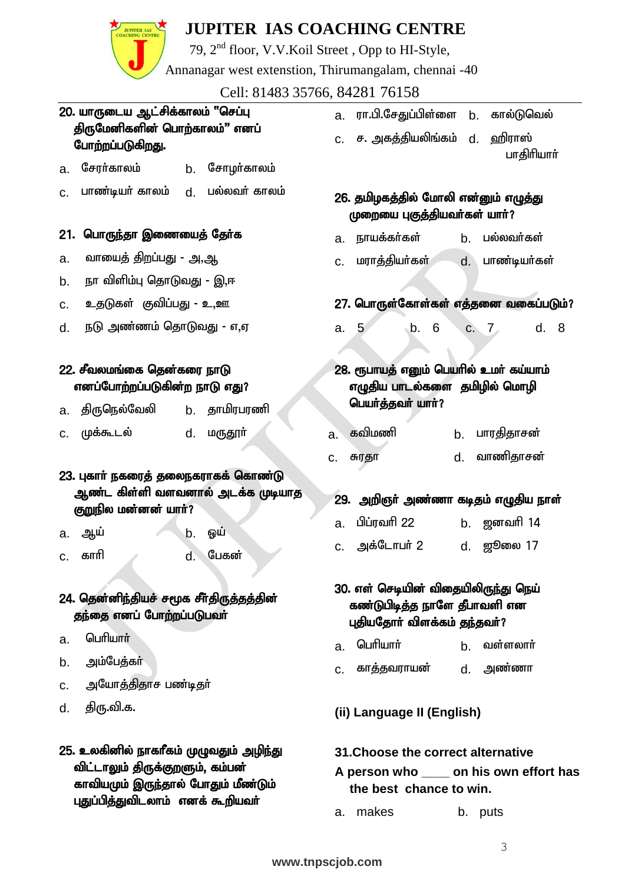20. யாருடைய ஆட்சிக்காலம் "செப்பு திருமேனிகளின் பொற்காலம்" எனப் போற்றப்படுகிறது.

a. சேரர்காலம் b. சோழர்காலம்

c. பாண்டியர் காலம் d. பல்லவர் காலம்

21. பொருந்தா இணையைத் தேர்க

a. வாயைத் திறப்பது - அ,ஆ

b. நா விளிம்பு தொடுவது - இ,ஈ

c. உதடுகள் குவிப்பது - உ,ஊ

d. நடு அண்ணம் தொடுவது - எ,ஏ

22. சீவலமங்கை தென்கரை நாடு எனப்போற்றப்படுகின்ற நாடு எது?

a. திருநெல்வேலி b. தாமிரபரணி

c. முக்கூடல் d. மருதூர்

23. புகார் நகரைத் தலைநகராகக் கொண்டு ஆண்ட கிள்ளி வளவனால் அடக்க முடியாத குறுநில மன்னன் யார்?

a. ஆய் b. ஓய்

c. காரி d. பேகன்

24. தென்னிந்தியச் சமூக சீர்திருத்தத்தின் தந்தை எனப் போற்றப்படுபவர்

a. பெரியார்

b. அம்பேத்கர்

c. அயோத்திதாச பண்டிதர்

d. திரு.வி.க.

25. உலகினில் நாகரீகம் முழுவதும் அழிந்து விட்டாலும் திருக்குறளும், கம்பன் காவியமும் இருந்தால் போதும் மீண்டும் புதுப்பித்துவிடலாம் எனக் கூறியவர்

a. ரா.பி.சேதுப்பிள்ளை b. கால்டுவெல்

c. ச. அகத்தியலிங்கம் d. ஹிராஸ் பாதிரியார்

26. தமிழகத்தில் மோலி என்னும் எழுத்து முறையை புகுத்தியவர்கள் யார்?

a. நாயக்கர்கள் b. பல்லவர்கள்

c. மராத்தியர்கள் d. பாண்டியர்கள்

27. பொருள்கோள்கள் எத்தனை வகைப்படும்?

a. 5 b. 6 c. 7 d. 8

28. ரூபாயத் எனும் பெயரில் உமர் கய்யாம் எழுதிய பாடல்களை தமிழில் மொழி பெயர்த்தவர் யார்?

a. கவிமணி b. பாரதிதாசன்

c. சுரதா d. வாணிதாசன்

29. அறிஞர் அண்ணா கடிதம் எழுதிய நாள்

a. பிப்ரவரி 22 b. ஜனவரி 14

c. அக்டோபர் 2 d. ஜூலை 17

30. எள் செடியின் விதையிலிருந்து நெய் கண்டுபிடித்த நாளே தீபாவளி என புதியதோர் விளக்கம் தந்தவர்?

a. பெரியார் b. வள்ளலார்

c. காத்தவராயன் d. அண்ணா

**(ii) Language II (English)**

**31. Choose the correct alternative**

**A person who ____ on his own effort has the best chance to win.**

a. makes b. puts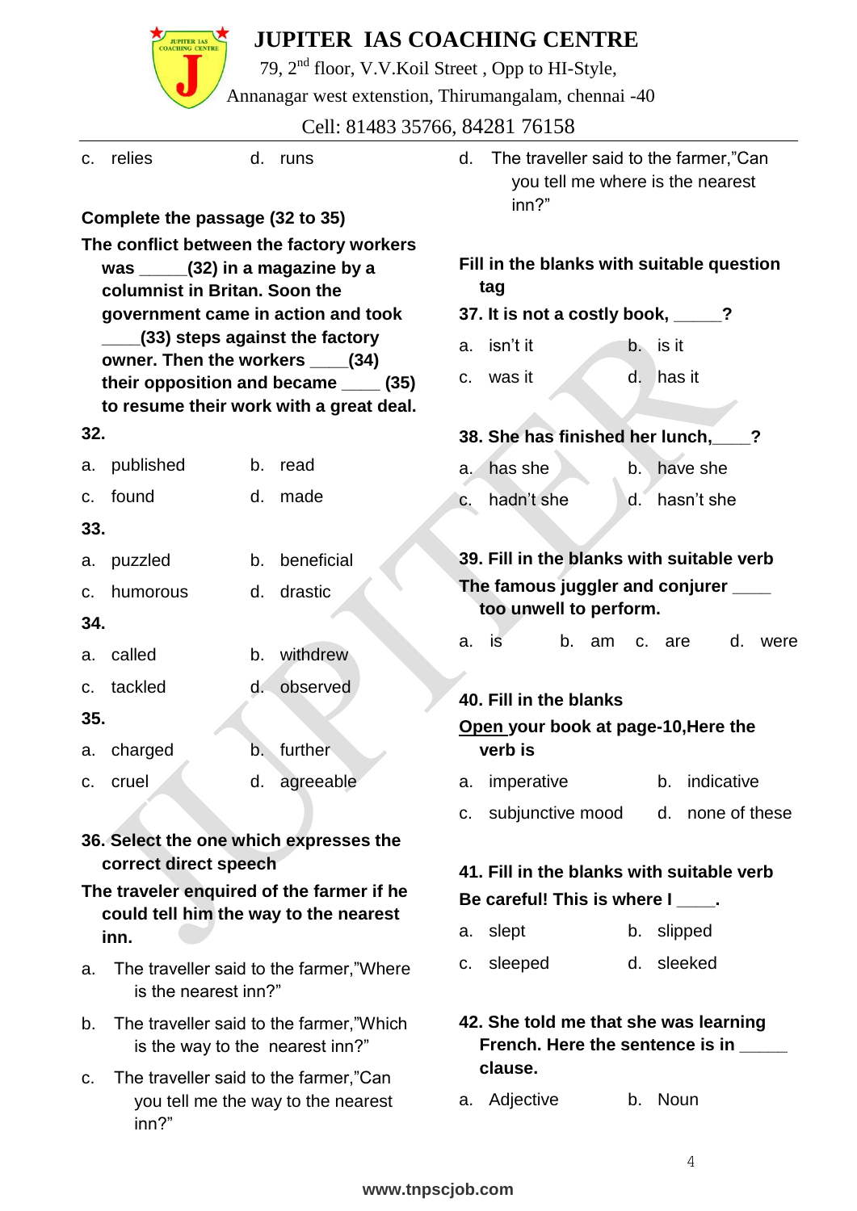c. relies  d. runs

**Complete the passage (32 to 35)**

**The conflict between the factory workers was _____(32) in a magazine by a columnist in Britan. Soon the government came in action and took ____(33) steps against the factory owner. Then the workers ____(34) their opposition and became ____ (35) to resume their work with a great deal.**

**32.**

a. published  b. read

c. found  d. made

**33.**

a. puzzled  b. beneficial

c. humorous  d. drastic

**34.**

a. called  b. withdrew

c. tackled  d. observed

**35.**

a. charged  b. further

c. cruel  d. agreeable

**36. Select the one which expresses the correct direct speech**

**The traveler enquired of the farmer if he could tell him the way to the nearest inn.**

a. The traveller said to the farmer,"Where is the nearest inn?"

b. The traveller said to the farmer,"Which is the way to the nearest inn?"

c. The traveller said to the farmer,"Can you tell me the way to the nearest inn?"

d. The traveller said to the farmer,"Can you tell me where is the nearest inn?"

**Fill in the blanks with suitable question tag**

**37. It is not a costly book, _____?**

a. isn't it  b. is it

c. was it  d. has it

**38. She has finished her lunch,____?**

a. has she  b. have she

c. hadn't she  d. hasn't she

**39. Fill in the blanks with suitable verb**

**The famous juggler and conjurer ____ too unwell to perform.**

a. is  b. am  c. are  d. were

**40. Fill in the blanks**

**Open your book at page-10,Here the verb is**

a. imperative  b. indicative

c. subjunctive mood  d. none of these

**41. Fill in the blanks with suitable verb**

**Be careful! This is where I ____.**

a. slept  b. slipped

c. sleeped  d. sleeked

**42. She told me that she was learning French. Here the sentence is in _____ clause.**

a. Adjective  b. Noun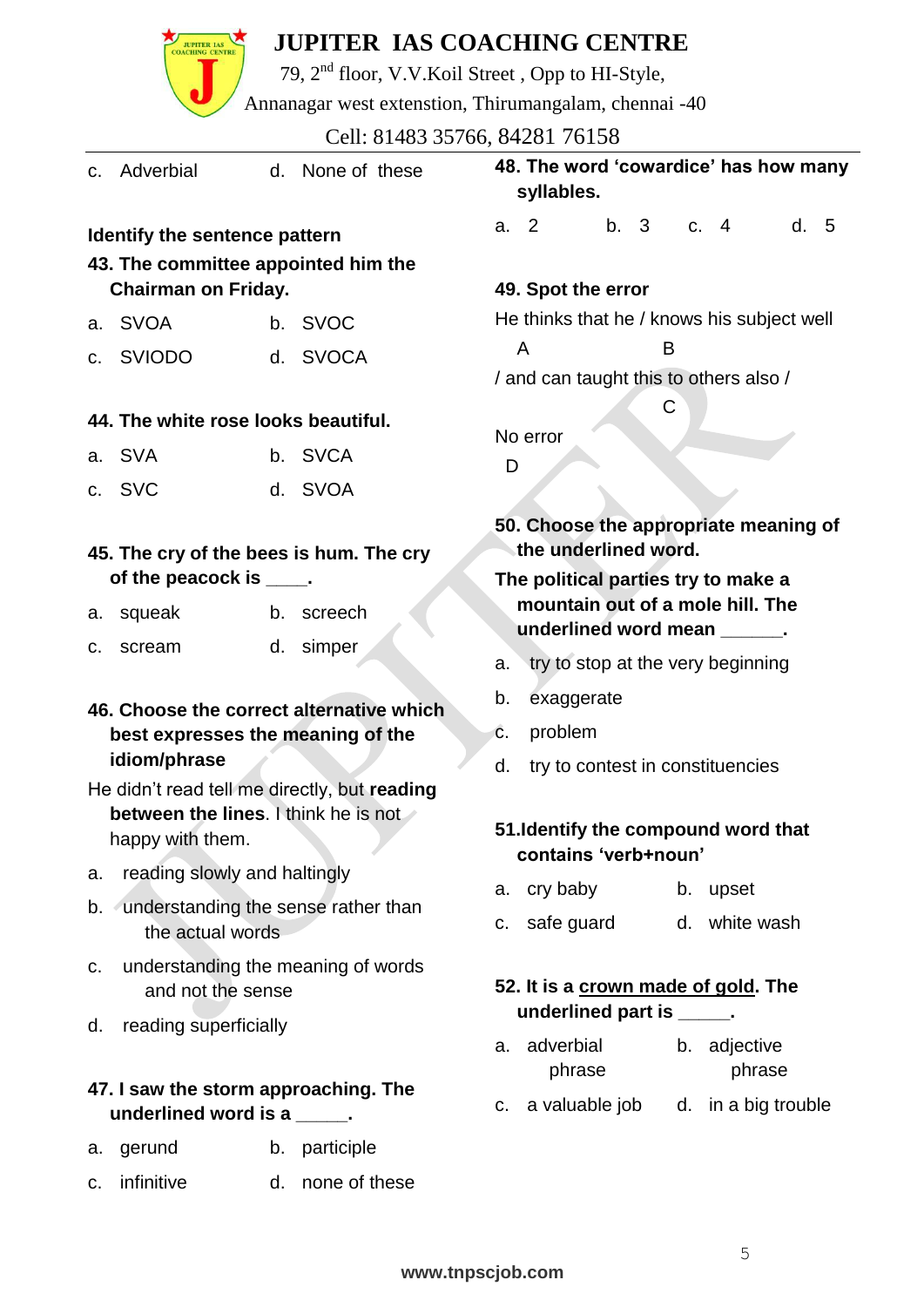c. Adverbial d. None of these

**Identify the sentence pattern**

**43. The committee appointed him the Chairman on Friday.**

a. SVOA b. SVOC

c. SVIODO d. SVOCA

**44. The white rose looks beautiful.**

a. SVA b. SVCA

c. SVC d. SVOA

**45. The cry of the bees is hum. The cry of the peacock is ____.**

a. squeak b. screech

c. scream d. simper

**46. Choose the correct alternative which best expresses the meaning of the idiom/phrase**

He didn't read tell me directly, but **reading between the lines**. I think he is not happy with them.

a. reading slowly and haltingly

b. understanding the sense rather than the actual words

c. understanding the meaning of words and not the sense

d. reading superficially

**47. I saw the storm approaching. The underlined word is a _____.**

a. gerund b. participle

c. infinitive d. none of these

**48. The word 'cowardice' has how many syllables.**

a. 2 b. 3 c. 4 d. 5

**49. Spot the error**

He thinks that he / knows his subject well / and can taught this to others also / No error

A — He thinks that he
B — knows his subject well
C — and can taught this to others also
D — No error

**50. Choose the appropriate meaning of the underlined word.**

**The political parties try to make a mountain out of a mole hill. The underlined word mean ______.**

a. try to stop at the very beginning

b. exaggerate

c. problem

d. try to contest in constituencies

**51.Identify the compound word that contains 'verb+noun'**

a. cry baby b. upset

c. safe guard d. white wash

**52. It is a <u>crown made of gold</u>. The underlined part is _____.**

a. adverbial phrase b. adjective phrase

c. a valuable job d. in a big trouble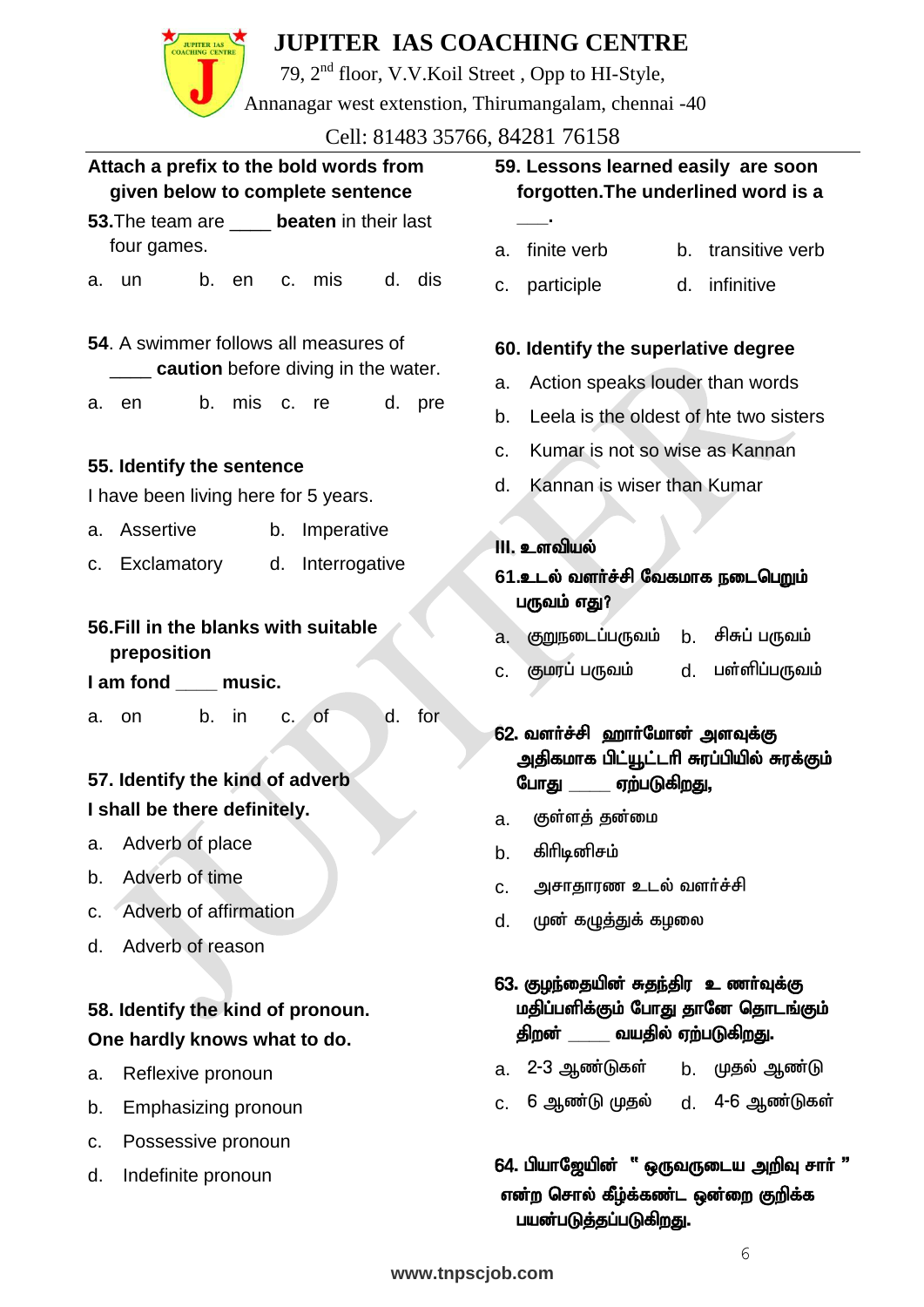**Attach a prefix to the bold words from given below to complete sentence**

**53.** The team are ____ **beaten** in their last four games.

a. un  b. en  c. mis  d. dis

**54**. A swimmer follows all measures of ____ **caution** before diving in the water.

a. en  b. mis  c. re  d. pre

**55. Identify the sentence**

I have been living here for 5 years.

a. Assertive  b. Imperative

c. Exclamatory  d. Interrogative

**56. Fill in the blanks with suitable preposition**

**I am fond ____ music.**

a. on  b. in  c. of  d. for

**57. Identify the kind of adverb**

**I shall be there definitely.**

a. Adverb of place

b. Adverb of time

c. Adverb of affirmation

d. Adverb of reason

**58. Identify the kind of pronoun.**

**One hardly knows what to do.**

a. Reflexive pronoun

b. Emphasizing pronoun

c. Possessive pronoun

d. Indefinite pronoun

**59. Lessons learned easily are soon forgotten. The underlined word is a ___.**

a. finite verb  b. transitive verb

c. participle  d. infinitive

**60. Identify the superlative degree**

a. Action speaks louder than words

b. Leela is the oldest of hte two sisters

c. Kumar is not so wise as Kannan

d. Kannan is wiser than Kumar

**III. உளவியல்**

**61. உடல் வளர்ச்சி வேகமாக நடைபெறும் பருவம் எது?**

a. குறுநடைப்பருவம்  b. சிசுப் பருவம்

c. குமரப் பருவம்  d. பள்ளிப்பருவம்

**62. வளர்ச்சி ஹார்மோன் அளவுக்கு அதிகமாக பிட்யூட்டரி சுரப்பியில் சுரக்கும் போது ____ ஏற்படுகிறது,**

a. குள்ளத் தன்மை

b. கிரிடினிசம்

c. அசாதாரண உடல் வளர்ச்சி

d. முன் கழுத்துக் கழலை

**63. குழந்தையின் சுதந்திர உணர்வுக்கு மதிப்பளிக்கும் போது தானே தொடங்கும் திறன் ____ வயதில் ஏற்படுகிறது.**

a. 2-3 ஆண்டுகள்  b. முதல் ஆண்டு

c. 6 ஆண்டு முதல்  d. 4-6 ஆண்டுகள்

**64. பியாஜேயின் " ஒருவருடைய அறிவு சார் " என்ற சொல் கீழ்க்கண்ட ஒன்றை குறிக்க பயன்படுத்தப்படுகிறது.**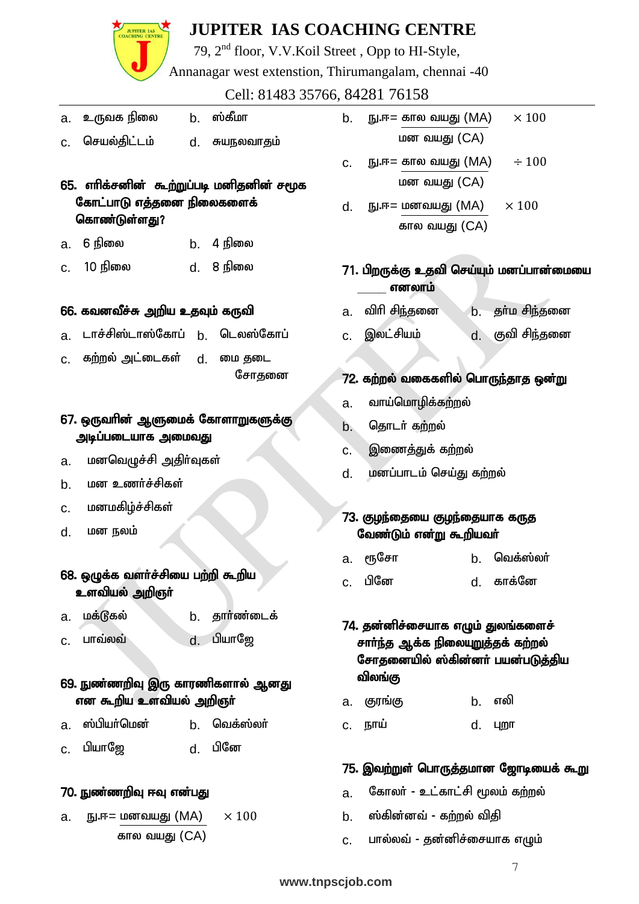a. உருவக நிலை b. ஸ்கீமா

c. செயல்திட்டம் d. சுயநலவாதம்

**65. எரிக்சனின் கூற்றுப்படி மனிதனின் சமூக கோட்பாடு எத்தனை நிலைகளைக் கொண்டுள்ளது?**

a. 6 நிலை b. 4 நிலை

c. 10 நிலை d. 8 நிலை

**66. கவனவீச்சு அறிய உதவும் கருவி**

a. டாச்சிஸ்டாஸ்கோப் b. டெலஸ்கோப்

c. கற்றல் அட்டைகள் d. மை தடை சோதனை

**67. ஒருவரின் ஆளுமைக் கோளாறுகளுக்கு அடிப்படையாக அமைவது**

a. மனவெழுச்சி அதிர்வுகள்

b. மன உணர்ச்சிகள்

c. மனமகிழ்ச்சிகள்

d. மன நலம்

**68. ஒழுக்க வளர்ச்சியை பற்றி கூறிய உளவியல் அறிஞர்**

a. மக்டூகல் b. தார்ண்டைக்

c. பாவ்லவ் d. பியாஜே

**69. நுண்ணறிவு இரு காரணிகளால் ஆனது என கூறிய உளவியல் அறிஞர்**

a. ஸ்பியர்மென் b. வெக்ஸ்லர்

c. பியாஜே d. பினே

**70. நுண்ணறிவு ஈவு என்பது**

a. $\text{நு.ஈ} = \dfrac{\text{மனவயது (MA)}}{\text{கால வயது (CA)}} \times 100$

b. $\text{நு.ஈ} = \dfrac{\text{கால வயது (MA)}}{\text{மன வயது (CA)}} \times 100$

c. $\text{நு.ஈ} = \dfrac{\text{கால வயது (MA)}}{\text{மன வயது (CA)}} \div 100$

d. $\text{நு.ஈ} = \dfrac{\text{மனவயது (MA)}}{\text{கால வயது (CA)}} \times 100$

**71. பிறருக்கு உதவி செய்யும் மனப்பான்மையை \_\_\_\_\_ எனலாம்**

a. விரி சிந்தனை b. தர்ம சிந்தனை

c. இலட்சியம் d. குவி சிந்தனை

**72. கற்றல் வகைகளில் பொருந்தாத ஒன்று**

a. வாய்மொழிக்கற்றல்

b. தொடர் கற்றல்

c. இணைத்துக் கற்றல்

d. மனப்பாடம் செய்து கற்றல்

**73. குழந்தையை குழந்தையாக கருத வேண்டும் என்று கூறியவர்**

a. ரூசோ b. வெக்ஸ்லர்

c. பினே d. காக்னே

**74. தன்னிச்சையாக எழும் துலங்களைச் சார்ந்த ஆக்க நிலையுறுத்தக் கற்றல் சோதனையில் ஸ்கின்னர் பயன்படுத்திய விலங்கு**

a. குரங்கு b. எலி

c. நாய் d. புறா

**75. இவற்றுள் பொருத்தமான ஜோடியைக் கூறு**

a. கோலர் - உட்காட்சி மூலம் கற்றல்

b. ஸ்கின்னவ் - கற்றல் விதி

c. பால்லவ் - தன்னிச்சையாக எழும்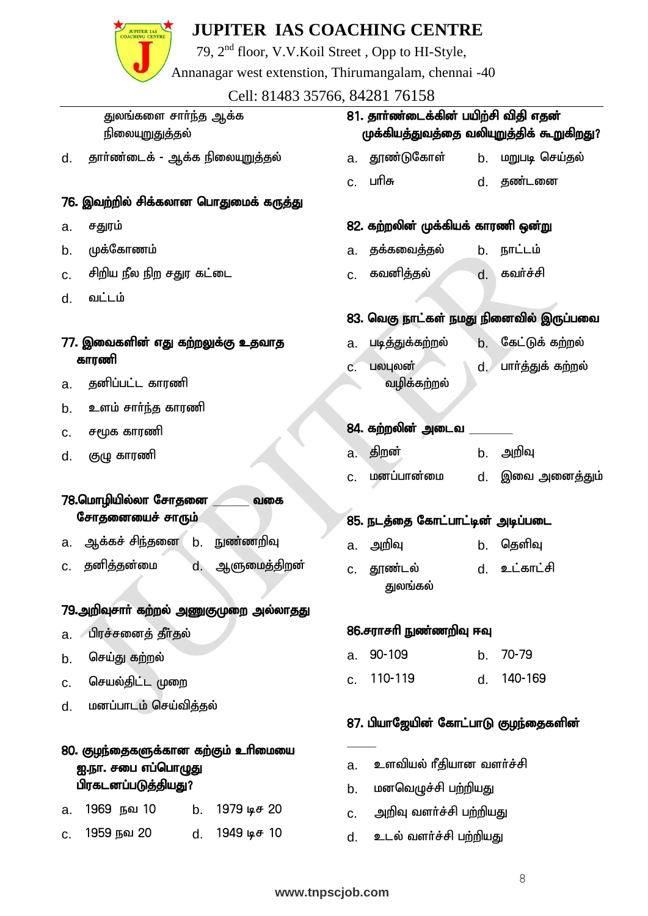துலங்களை சார்ந்த ஆக்க நிலையுறுதுத்தல்

d. தார்ண்டைக் - ஆக்க நிலையுறுத்தல்

**76. இவற்றில் சிக்கலான பொதுமைக் கருத்து**

a. சதுரம்

b. முக்கோணம்

c. சிறிய நீல நிற சதுர கட்டை

d. வட்டம்

**77. இவைகளின் எது கற்றலுக்கு உதவாத காரணி**

a. தனிப்பட்ட காரணி

b. உளம் சார்ந்த காரணி

c. சமூக காரணி

d. குழு காரணி

**78.மொழியில்லா சோதனை ______ வகை சோதனையைச் சாரும்**

a. ஆக்கச் சிந்தனை b. நுண்ணறிவு

c. தனித்தன்மை d. ஆளுமைத்திறன்

**79.அறிவுசார் கற்றல் அணுகுமுறை அல்லாதது**

a. பிரச்சனைத் தீர்தல்

b. செய்து கற்றல்

c. செயல்திட்ட முறை

d. மனப்பாடம் செய்வித்தல்

**80. குழந்தைகளுக்கான கற்கும் உரிமையை ஐ.நா. சபை எப்பொழுது பிரகடனப்படுத்தியது?**

a. 1969 நவ 10 b. 1979 டிச 20

c. 1959 நவ 20 d. 1949 டிச 10

**81. தார்ண்டைக்கின் பயிற்சி விதி எதன் முக்கியத்துவத்தை வலியுறுத்திக் கூறுகிறது?**

a. தூண்டுகோள் b. மறுபடி செய்தல்

c. பரிசு d. தண்டனை

**82. கற்றலின் முக்கியக் காரணி ஒன்று**

a. தக்கவைத்தல் b. நாட்டம்

c. கவனித்தல் d. கவர்ச்சி

**83. வெகு நாட்கள் நமது நினைவில் இருப்பவை**

a. படித்துக்கற்றல் b. கேட்டுக் கற்றல்

c. பலபுலன் வழிக்கற்றல் d. பார்த்துக் கற்றல்

**84. கற்றலின் அடைவ ______**

a. திறன் b. அறிவு

c. மனப்பான்மை d. இவை அனைத்தும்

**85. நடத்தை கோட்பாட்டின் அடிப்படை**

a. அறிவு b. தெளிவு

c. தூண்டல் துலங்கல் d. உட்காட்சி

**86.சராசரி நுண்ணறிவு ஈவு**

a. 90-109 b. 70-79

c. 110-119 d. 140-169

**87. பியாஜேயின் கோட்பாடு குழந்தைகளின் ______**

a. உளவியல் ரீதியான வளர்ச்சி

b. மனவெழுச்சி பற்றியது

c. அறிவு வளர்ச்சி பற்றியது

d. உடல் வளர்ச்சி பற்றியது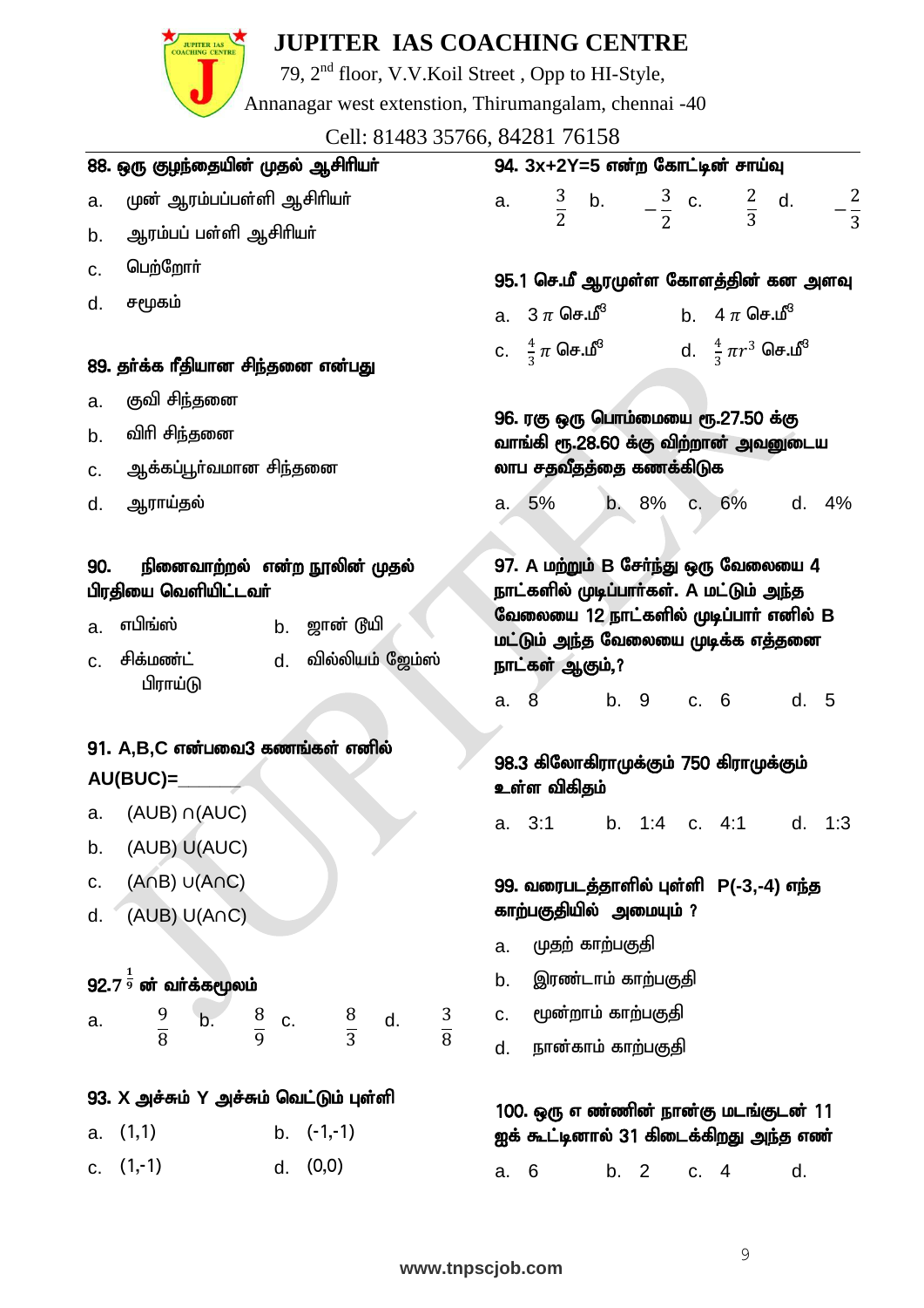# JUPITER IAS COACHING CENTRE

79, 2nd floor, V.V.Koil Street , Opp to HI-Style,
Annanagar west extension, Thirumangalam, chennai -40
Cell: 81483 35766, 84281 76158

**88. ஒரு குழந்தையின் முதல் ஆசிரியர்**

a. முன் ஆரம்பப்பள்ளி ஆசிரியர்
b. ஆரம்பப் பள்ளி ஆசிரியர்
c. பெற்றோர்
d. சமூகம்

**89. தர்க்க ரீதியான சிந்தனை என்பது**

a. குவி சிந்தனை
b. விரி சிந்தனை
c. ஆக்கப்பூர்வமான சிந்தனை
d. ஆராய்தல்

**90. நினைவாற்றல் என்ற நூலின் முதல் பிரதியை வெளியிட்டவர்**

a. எபிங்ஸ் b. ஜான் டூயி
c. சிக்மண்ட் பிராய்டு d. வில்லியம் ஜேம்ஸ்

**91. A,B,C என்பவை3 கணங்கள் எனில் AU(BUC)=______**

a. (AUB) ∩(AUC)
b. (AUB) U(AUC)
c. (A∩B) ∪(A∩C)
d. (AUB) U(A∩C)

**92.** $7^{\frac{1}{9}}$ **ன் வர்க்கமூலம்**

a. $\frac{9}{8}$ b. $\frac{8}{9}$ c. $\frac{8}{3}$ d. $\frac{3}{8}$

**93. X அச்சும் Y அச்சும் வெட்டும் புள்ளி**

a. (1,1) b. (-1,-1)
c. (1,-1) d. (0,0)

**94. 3x+2Y=5 என்ற கோட்டின் சாய்வு**

a. $\frac{3}{2}$ b. $-\frac{3}{2}$ c. $\frac{2}{3}$ d. $-\frac{2}{3}$

**95.1 செ.மீ ஆரமுள்ள கோளத்தின் கன அளவு**

a. $3\pi$ செ.மீ$^3$ b. $4\pi$ செ.மீ$^3$
c. $\frac{4}{3}\pi$ செ.மீ$^3$ d. $\frac{4}{3}\pi r^3$ செ.மீ$^3$

**96. ரகு ஒரு பொம்மையை ரூ.27.50 க்கு வாங்கி ரூ.28.60 க்கு விற்றான் அவனுடைய லாப சதவீதத்தை கணக்கிடுக**

a. 5% b. 8% c. 6% d. 4%

**97. A மற்றும் B சேர்ந்து ஒரு வேலையை 4 நாட்களில் முடிப்பார்கள். A மட்டும் அந்த வேலையை 12 நாட்களில் முடிப்பார் எனில் B மட்டும் அந்த வேலையை முடிக்க எத்தனை நாட்கள் ஆகும்,?**

a. 8 b. 9 c. 6 d. 5

**98.3 கிலோகிராமுக்கும் 750 கிராமுக்கும் உள்ள விகிதம்**

a. 3:1 b. 1:4 c. 4:1 d. 1:3

**99. வரைபடத்தாளில் புள்ளி P(-3,-4) எந்த காற்பகுதியில் அமையும் ?**

a. முதற் காற்பகுதி
b. இரண்டாம் காற்பகுதி
c. மூன்றாம் காற்பகுதி
d. நான்காம் காற்பகுதி

**100. ஒரு எ ண்ணின் நான்கு மடங்குடன் 11 ஐக் கூட்டினால் 31 கிடைக்கிறது அந்த எண்**

a. 6 b. 2 c. 4 d.

www.tnpscjob.com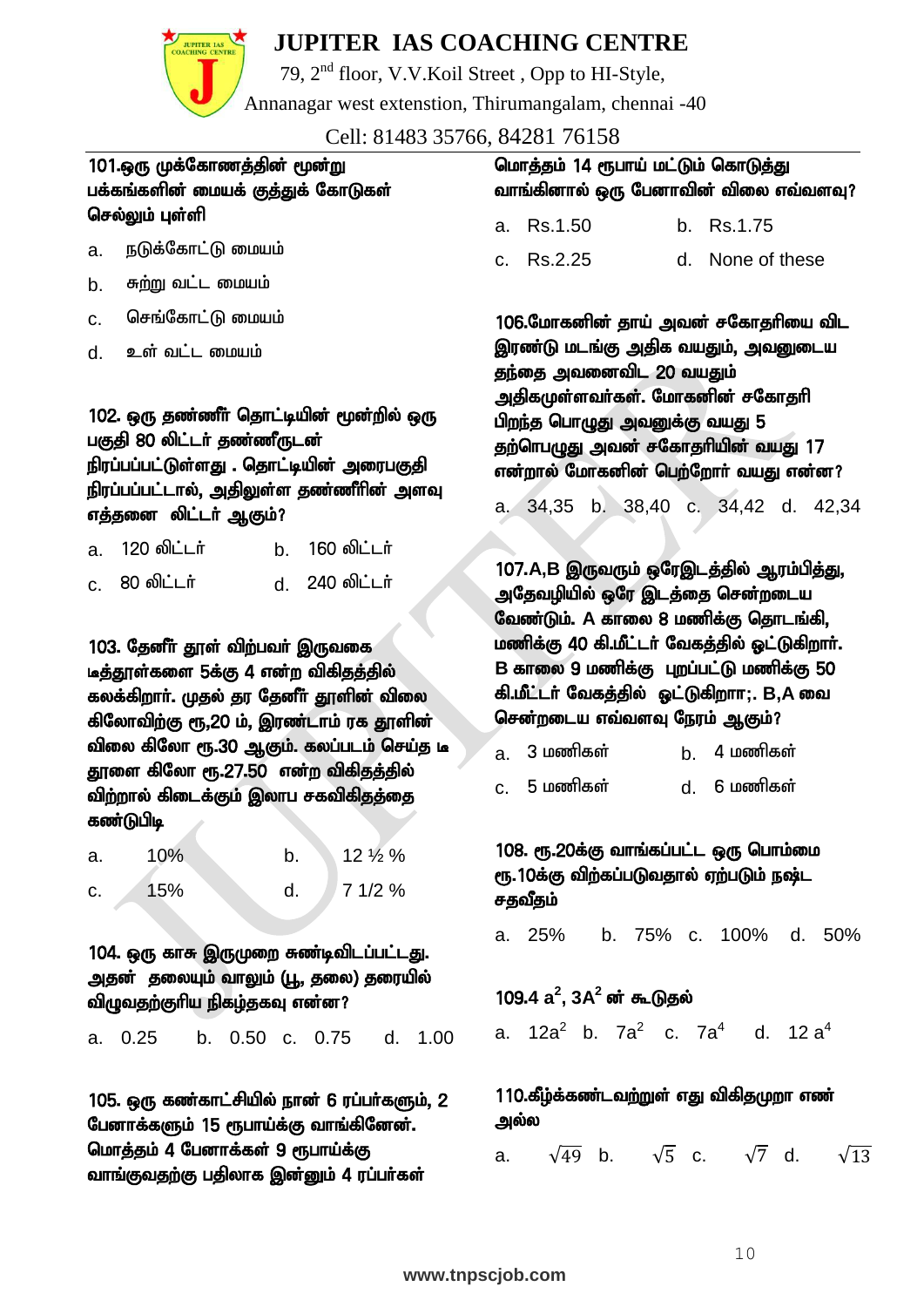101.ஒரு முக்கோணத்தின் மூன்று பக்கங்களின் மையக் குத்துக் கோடுகள் செல்லும் புள்ளி

a. நடுக்கோட்டு மையம்

b. சுற்று வட்ட மையம்

c. செங்கோட்டு மையம்

d. உள் வட்ட மையம்

102. ஒரு தண்ணீர் தொட்டியின் மூன்றில் ஒரு பகுதி 80 லிட்டர் தண்ணீருடன் நிரப்பப்பட்டுள்ளது . தொட்டியின் அரைபகுதி நிரப்பப்பட்டால், அதிலுள்ள தண்ணீரின் அளவு எத்தனை லிட்டர் ஆகும்?

a. 120 லிட்டர் &nbsp;&nbsp;&nbsp; b. 160 லிட்டர்

c. 80 லிட்டர் &nbsp;&nbsp;&nbsp; d. 240 லிட்டர்

103. தேனீர் தூள் விற்பவர் இருவகை டீத்தூள்களை 5க்கு 4 என்ற விகிதத்தில் கலக்கிறார். முதல் தர தேனீர் தூளின் விலை கிலோவிற்கு ரூ.20 ம், இரண்டாம் ரக தூளின் விலை கிலோ ரூ.30 ஆகும். கலப்படம் செய்த டீ தூளை கிலோ ரூ.27.50 என்ற விகிதத்தில் விற்றால் கிடைக்கும் இலாப சகவிகிதத்தை கண்டுபிடி

a. 10% &nbsp;&nbsp;&nbsp; b. 12 ½ %

c. 15% &nbsp;&nbsp;&nbsp; d. 7 1/2 %

104. ஒரு காசு இருமுறை சுண்டிவிடப்பட்டது. அதன் தலையும் வாலும் (பூ, தலை) தரையில் விழுவதற்குரிய நிகழ்தகவு என்ன?

a. 0.25 &nbsp;&nbsp; b. 0.50 &nbsp;&nbsp; c. 0.75 &nbsp;&nbsp; d. 1.00

105. ஒரு கண்காட்சியில் நான் 6 ரப்பர்களும், 2 பேனாக்களும் 15 ரூபாய்க்கு வாங்கினேன். மொத்தம் 4 பேனாக்கள் 9 ரூபாய்க்கு வாங்குவதற்கு பதிலாக இன்னும் 4 ரப்பர்கள் மொத்தம் 14 ரூபாய் மட்டும் கொடுத்து வாங்கினால் ஒரு பேனாவின் விலை எவ்வளவு?

a. Rs.1.50 &nbsp;&nbsp;&nbsp; b. Rs.1.75

c. Rs.2.25 &nbsp;&nbsp;&nbsp; d. None of these

106.மோகனின் தாய் அவன் சகோதரியை விட இரண்டு மடங்கு அதிக வயதும், அவனுடைய தந்தை அவனைவிட 20 வயதும் அதிகமுள்ளவர்கள். மோகனின் சகோதரி பிறந்த பொழுது அவனுக்கு வயது 5 தற்பொழுது அவன் சகோதரியின் வயது 17 என்றால் மோகனின் பெற்றோர் வயது என்ன?

a. 34,35 &nbsp;&nbsp; b. 38,40 &nbsp;&nbsp; c. 34,42 &nbsp;&nbsp; d. 42,34

107.A,B இருவரும் ஒரேஇடத்தில் ஆரம்பித்து, அதேவழியில் ஒரே இடத்தை சென்றடைய வேண்டும். A காலை 8 மணிக்கு தொடங்கி, மணிக்கு 40 கி.மீட்டர் வேகத்தில் ஓட்டுகிறார். B காலை 9 மணிக்கு புறப்பட்டு மணிக்கு 50 கி.மீட்டர் வேகத்தில் ஓட்டுகிறா;. B,A வை சென்றடைய எவ்வளவு நேரம் ஆகும்?

a. 3 மணிகள் &nbsp;&nbsp;&nbsp; b. 4 மணிகள்

c. 5 மணிகள் &nbsp;&nbsp;&nbsp; d. 6 மணிகள்

108. ரூ.20க்கு வாங்கப்பட்ட ஒரு பொம்மை ரூ.10க்கு விற்கப்படுவதால் ஏற்படும் நஷ்ட சதவீதம்

a. 25% &nbsp;&nbsp; b. 75% &nbsp;&nbsp; c. 100% &nbsp;&nbsp; d. 50%

109.4 $a^2$, 3$A^2$ ன் கூடுதல்

a. $12a^2$ &nbsp;&nbsp; b. $7a^2$ &nbsp;&nbsp; c. $7a^4$ &nbsp;&nbsp; d. $12a^4$

110.கீழ்க்கண்டவற்றுள் எது விகிதமுறா எண் அல்ல

a. $\sqrt{49}$ &nbsp;&nbsp; b. $\sqrt{5}$ &nbsp;&nbsp; c. $\sqrt{7}$ &nbsp;&nbsp; d. $\sqrt{13}$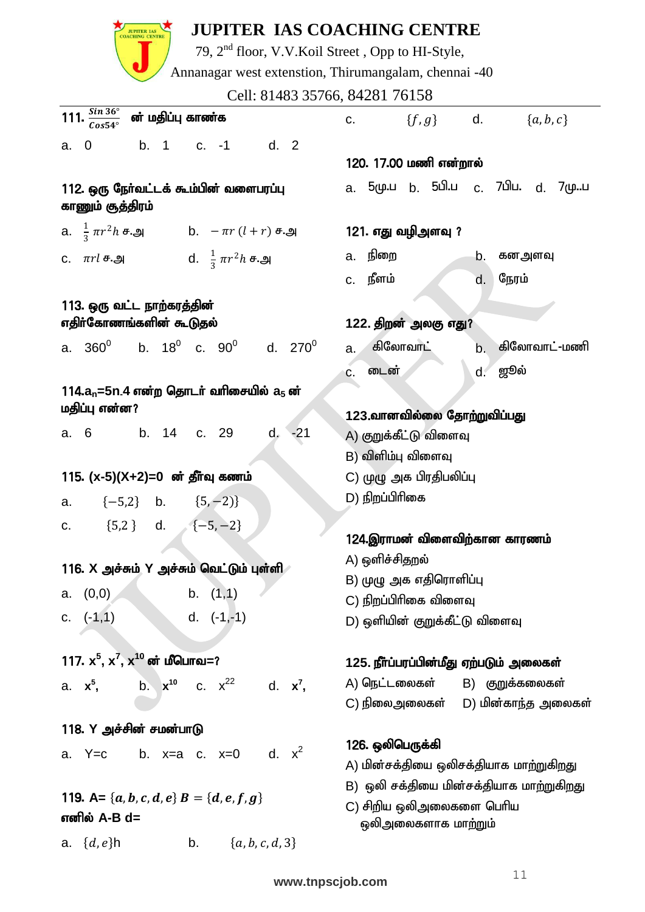# JUPITER IAS COACHING CENTRE

79, 2nd floor, V.V.Koil Street , Opp to HI-Style,
Annanagar west extension, Thirumangalam, chennai -40
Cell: 81483 35766, 84281 76158

111. $\frac{Sin\,36^{\circ}}{Cos54^{\circ}}$ ன் மதிப்பு காண்க

a. 0 b. 1 c. -1 d. 2

112. ஒரு நேர்வட்டக் கூம்பின் வளைபரப்பு காணும் சூத்திரம்

a. $\frac{1}{3}\pi r^2 h$ ச.அ b. $-\pi r(l+r)$ ச.அ

c. $\pi r l$ ச.அ d. $\frac{1}{3}\pi r^2 h$ ச.அ

113. ஒரு வட்ட நாற்கரத்தின் எதிர்கோணங்களின் கூடுதல்

a. $360^0$ b. $18^0$ c. $90^0$ d. $270^0$

114. $a_n$=5n-4 என்ற தொடர் வரிசையில் $a_5$ ன் மதிப்பு என்ன?

a. 6 b. 14 c. 29 d. -21

115. (x-5)(X+2)=0 ன் தீர்வு கணம்

a. $\{-5,2\}$ b. $\{5,-2)\}$

c. $\{5,2\}$ d. $\{-5,-2\}$

116. X அச்சும் Y அச்சும் வெட்டும் புள்ளி

a. (0,0) b. (1,1)

c. (-1,1) d. (-1,-1)

117. $x^5$, $x^7$, $x^{10}$ ன் மீபொவ=?

a. $x^5$, b. $x^{10}$ c. $x^{22}$ d. $x^7$,

118. Y அச்சின் சமன்பாடு

a. Y=c b. x=a c. x=0 d. $x^2$

119. A= $\{a,b,c,d,e\}$ $B=\{d,e,f,g\}$ எனில் A-B d=

a. $\{d,e\}$h b. $\{a,b,c,d,3\}$

c. $\{f,g\}$ d. $\{a,b,c\}$

120. 17.00 மணி என்றால்

a. 5மு.ப b. 5பி.ப c. 7பிப. d. 7மு..ப

121. எது வழிஅளவு ?

a. நிறை b. கனஅளவு

c. நீளம் d. நேரம்

122. திறன் அலகு எது?

a. கிலோவாட் b. கிலோவாட்-மணி

c. டைன் d. ஜூல்

123. வானவில்லை தோற்றுவிப்பது

A) குறுக்கீட்டு விளைவு

B) விளிம்பு விளைவு

C) முழு அக பிரதிபலிப்பு

D) நிறப்பிரிகை

124. இராமன் விளைவிற்கான காரணம்

A) ஒளிச்சிதறல்

B) முழு அக எதிரொளிப்பு

C) நிறப்பிரிகை விளைவு

D) ஒளியின் குறுக்கீட்டு விளைவு

125. நீர்ப்பரப்பின்மீது ஏற்படும் அலைகள்

A) நெட்டலைகள் B) குறுக்கலைகள்

C) நிலைஅலைகள் D) மின்காந்த அலைகள்

126. ஒலிபெருக்கி

A) மின்சக்தியை ஒலிசக்தியாக மாற்றுகிறது

B) ஒலி சக்தியை மின்சக்தியாக மாற்றுகிறது

C) சிறிய ஒலிஅலைகளை பெரிய ஒலிஅலைகளாக மாற்றும்

www.tnpscjob.com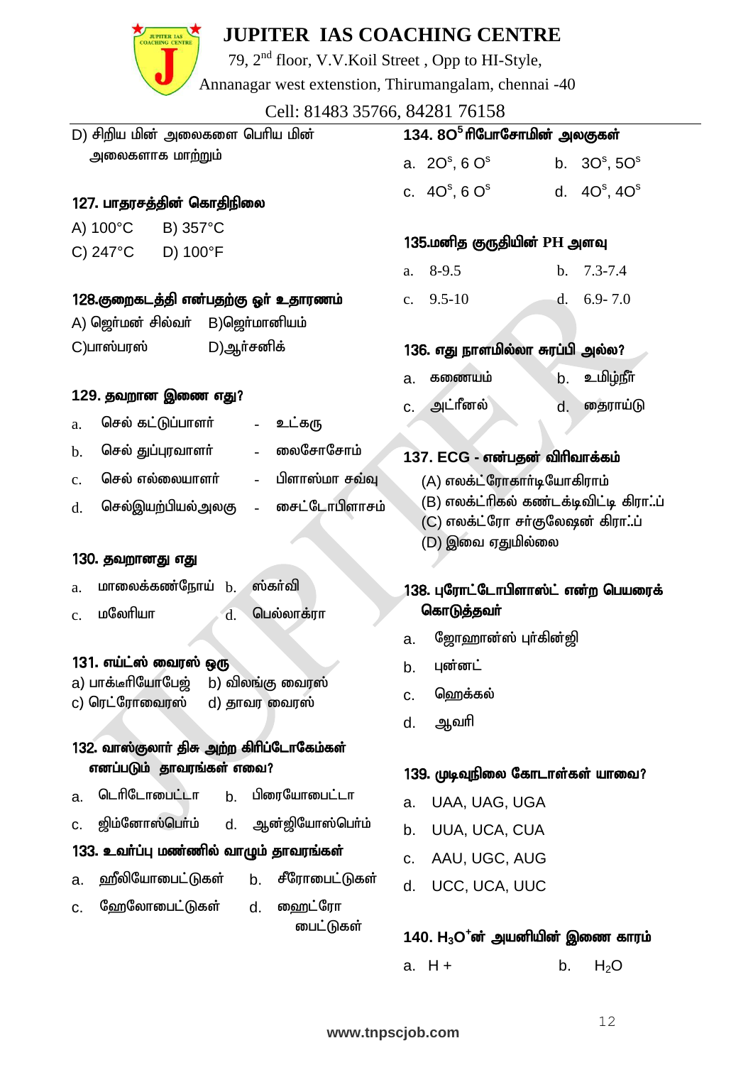D) சிறிய மின் அலைகளை பெரிய மின் அலைகளாக மாற்றும்

**127. பாதரசத்தின் கொதிநிலை**

A) 100°C B) 357°C

C) 247°C D) 100°F

**128.குறைகடத்தி என்பதற்கு ஓர் உதாரணம்**

A) ஜெர்மன் சில்வர் B)ஜெர்மானியம்

C)பாஸ்பரஸ் D)ஆர்சனிக்

**129. தவறான இணை எது?**

a. செல் கட்டுப்பாளர் - உட்கரு

b. செல் துப்புரவாளர் - லைசோசோம்

c. செல் எல்லையாளர் - பிளாஸ்மா சவ்வு

d. செல்இயற்பியல்அலகு - சைட்டோபிளாசம்

**130. தவறானது எது**

a. மாலைக்கண்நோய் b. ஸ்கர்வி

c. மலேரியா d. பெல்லாக்ரா

**131. எய்ட்ஸ் வைரஸ் ஒரு**

a) பாக்டீரியோபேஜ் b) விலங்கு வைரஸ்

c) ரெட்ரோவைரஸ் d) தாவர வைரஸ்

**132. வாஸ்குலார் திசு அற்ற கிரிப்டோகேம்கள் எனப்படும் தாவரங்கள் எவை?**

a. டெரிடோபைட்டா b. பிரையோபைட்டா

c. ஜிம்னோஸ்பெர்ம் d. ஆன்ஜியோஸ்பெர்ம்

**133. உவர்ப்பு மண்ணில் வாழும் தாவரங்கள்**

a. ஹீலியோபைட்டுகள் b. சீரோபைட்டுகள்

c. ஹேலோபைட்டுகள் d. ஹைட்ரோ பைட்டுகள்

**134. $8O^5$ ரிபோசோமின் அலகுகள்**

a. $2O^s$, $6\ O^s$ b. $3O^s$, $5O^s$

c. $4O^s$, $6\ O^s$ d. $4O^s$, $4O^s$

**135.மனித குருதியின் PH அளவு**

a. 8-9.5 b. 7.3-7.4

c. 9.5-10 d. 6.9- 7.0

**136. எது நாளமில்லா சுரப்பி அல்ல?**

a. கணையம் b. உமிழ்நீர்

c. அட்ரீனல் d. தைராய்டு

**137. ECG - என்பதன் விரிவாக்கம்**

(A) எலக்ட்ரோகார்டியோகிராம்

(B) எலக்ட்ரிகல் கண்டக்டிவிட்டி கிராஃப்

(C) எலக்ட்ரோ சர்குலேஷன் கிராஃப்

(D) இவை ஏதுமில்லை

**138. புரோட்டோபிளாஸ்ட் என்ற பெயரைக் கொடுத்தவர்**

a. ஜோஹான்ஸ் புர்கின்ஜி

b. புன்னட்

c. ஹெக்கல்

d. ஆவரி

**139. முடிவுநிலை கோடான்கள் யாவை?**

a. UAA, UAG, UGA

b. UUA, UCA, CUA

c. AAU, UGC, AUG

d. UCC, UCA, UUC

**140. $H_3O^+$ன் அயனியின் இணை காரம்**

a. H + b. $H_2O$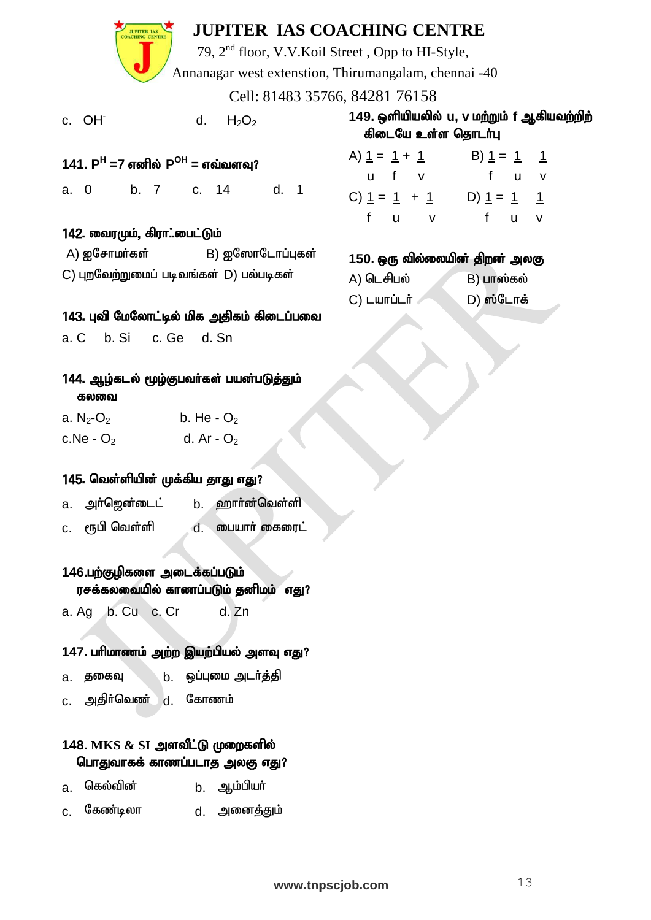c. $OH^-$ d. $H_2O_2$

**141. $P^H$ =7 எனில் $P^{OH}$ = எவ்வளவு?**

a. 0 b. 7 c. 14 d. 1

**142. வைரமும், கிராஃபைட்டும்**

A) ஐசோமர்கள் B) ஐஸோடோப்புகள்

C) புறவேற்றுமைப் படிவங்கள் D) பல்படிகள்

**143. புவி மேலோட்டில் மிக அதிகம் கிடைப்பவை**

a. C b. Si c. Ge d. Sn

**144. ஆழ்கடல் மூழ்குபவர்கள் பயன்படுத்தும் கலவை**

a. $N_2$-$O_2$ b. He - $O_2$

c. Ne - $O_2$ d. Ar - $O_2$

**145. வெள்ளியின் முக்கிய தாது எது?**

a. அர்ஜென்டைட் b. ஹார்ன்வெள்ளி

c. ரூபி வெள்ளி d. பையார் கைரைட்

**146. பற்குழிகளை அடைக்கப்படும் ரசக்கலவையில் காணப்படும் தனிமம் எது?**

a. Ag b. Cu c. Cr d. Zn

**147. பரிமாணம் அற்ற இயற்பியல் அளவு எது?**

a. தகைவு b. ஒப்புமை அடர்த்தி

c. அதிர்வெண் d. கோணம்

**148. MKS & SI அளவீட்டு முறைகளில் பொதுவாகக் காணப்படாத அலகு எது?**

a. கெல்வின் b. ஆம்பியர்

c. கேண்டிலா d. அனைத்தும்

**149. ஒளியியலில் u, v மற்றும் f ஆகியவற்றிற் கிடையே உள்ள தொடர்பு**

A) $\frac{1}{u} = \frac{1}{f} + \frac{1}{v}$ B) $\frac{1}{f} = \frac{1}{u} \quad \frac{1}{v}$

C) $\frac{1}{f} = \frac{1}{u} + \frac{1}{v}$ D) $\frac{1}{f} = \frac{1}{u} \quad \frac{1}{v}$

**150. ஒரு வில்லையின் திறன் அலகு**

A) டெசிபல் B) பாஸ்கல்

C) டயாப்டர் D) ஸ்டோக்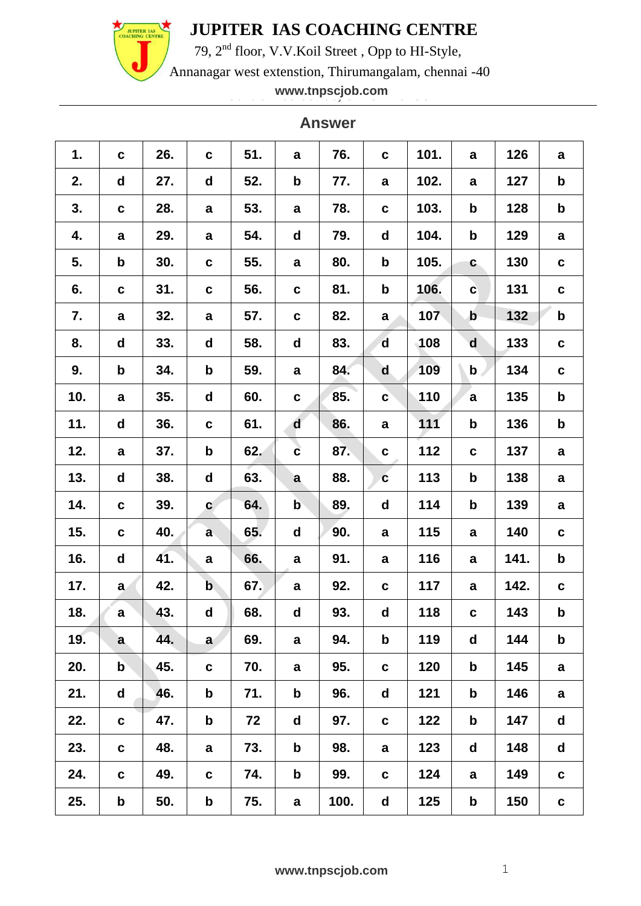# JUPITER IAS COACHING CENTRE

79, 2nd floor, V.V.Koil Street , Opp to HI-Style,

Annanagar west extenstion, Thirumangalam, chennai -40

www.tnpscjob.com

## Answer

| | | | | | | | | | | | |
|---|---|---|---|---|---|---|---|---|---|---|---|
| 1. | c | 26. | c | 51. | a | 76. | c | 101. | a | 126 | a |
| 2. | d | 27. | d | 52. | b | 77. | a | 102. | a | 127 | b |
| 3. | c | 28. | a | 53. | a | 78. | c | 103. | b | 128 | b |
| 4. | a | 29. | a | 54. | d | 79. | d | 104. | b | 129 | a |
| 5. | b | 30. | c | 55. | a | 80. | b | 105. | c | 130 | c |
| 6. | c | 31. | c | 56. | c | 81. | b | 106. | c | 131 | c |
| 7. | a | 32. | a | 57. | c | 82. | a | 107 | b | 132 | b |
| 8. | d | 33. | d | 58. | d | 83. | d | 108 | d | 133 | c |
| 9. | b | 34. | b | 59. | a | 84. | d | 109 | b | 134 | c |
| 10. | a | 35. | d | 60. | c | 85. | c | 110 | a | 135 | b |
| 11. | d | 36. | c | 61. | d | 86. | a | 111 | b | 136 | b |
| 12. | a | 37. | b | 62. | c | 87. | c | 112 | c | 137 | a |
| 13. | d | 38. | d | 63. | a | 88. | c | 113 | b | 138 | a |
| 14. | c | 39. | c | 64. | b | 89. | d | 114 | b | 139 | a |
| 15. | c | 40. | a | 65. | d | 90. | a | 115 | a | 140 | c |
| 16. | d | 41. | a | 66. | a | 91. | a | 116 | a | 141. | b |
| 17. | a | 42. | b | 67. | a | 92. | c | 117 | a | 142. | c |
| 18. | a | 43. | d | 68. | d | 93. | d | 118 | c | 143 | b |
| 19. | a | 44. | a | 69. | a | 94. | b | 119 | d | 144 | b |
| 20. | b | 45. | c | 70. | a | 95. | c | 120 | b | 145 | a |
| 21. | d | 46. | b | 71. | b | 96. | d | 121 | b | 146 | a |
| 22. | c | 47. | b | 72 | d | 97. | c | 122 | b | 147 | d |
| 23. | c | 48. | a | 73. | b | 98. | a | 123 | d | 148 | d |
| 24. | c | 49. | c | 74. | b | 99. | c | 124 | a | 149 | c |
| 25. | b | 50. | b | 75. | a | 100. | d | 125 | b | 150 | c |